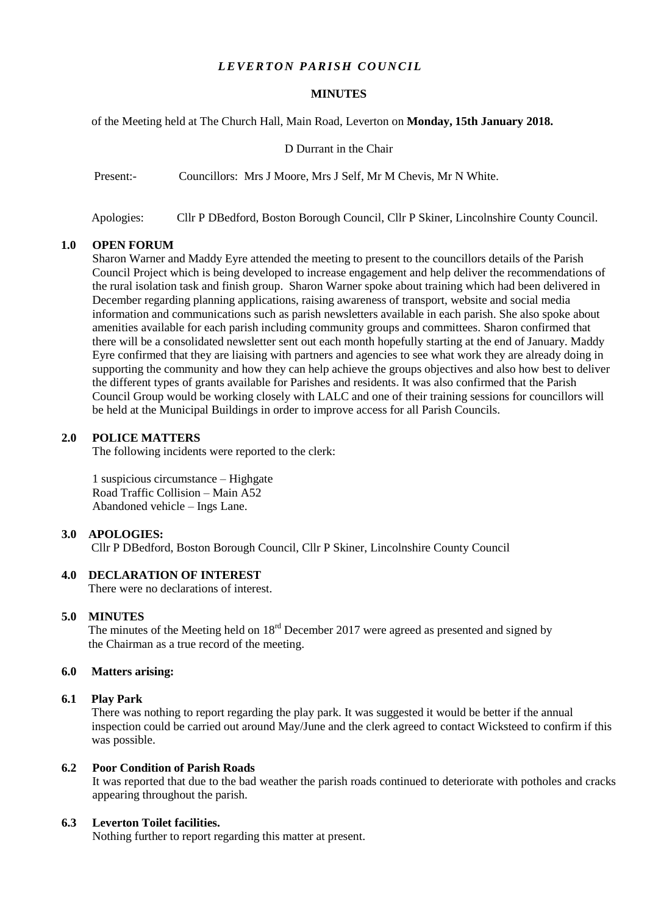# *LEVERTON PARISH COUNCIL*

## MINUTES

of the Meeting held at The Church Hall, Main Road, Leverton on **Monday, 15th January 2018.**

D Durrant in the Chair

Present:- Councillors: Mrs J Moore, Mrs J Self, Mr M Chevis, Mr N White.

Apologies: Cllr P DBedford, Boston Borough Council, Cllr P Skiner, Lincolnshire County Council.

### 1.0 OPEN FORUM

Sharon Warner and Maddy Eyre attended the meeting to present to the councillors details of the Parish Council Project which is being developed to increase engagement and help deliver the recommendations of the rural isolation task and finish group. Sharon Warner spoke about training which had been delivered in December regarding planning applications, raising awareness of transport, website and social media information and communications such as parish newsletters available in each parish. She also spoke about amenities available for each parish including community groups and committees. Sharon confirmed that there will be a consolidated newsletter sent out each month hopefully starting at the end of January. Maddy Eyre confirmed that they are liaising with partners and agencies to see what work they are already doing in supporting the community and how they can help achieve the groups objectives and also how best to deliver the different types of grants available for Parishes and residents. It was also confirmed that the Parish Council Group would be working closely with LALC and one of their training sessions for councillors will be held at the Municipal Buildings in order to improve access for all Parish Councils.

### 2.0 POLICE MATTERS

The following incidents were reported to the clerk:

1 suspicious circumstance – Highgate
Road Traffic Collision – Main A52
Abandoned vehicle – Ings Lane.

### 3.0 APOLOGIES:

Cllr P DBedford, Boston Borough Council, Cllr P Skiner, Lincolnshire County Council

### 4.0 DECLARATION OF INTEREST

There were no declarations of interest.

### 5.0 MINUTES

The minutes of the Meeting held on 18rd December 2017 were agreed as presented and signed by the Chairman as a true record of the meeting.

### 6.0 Matters arising:

#### 6.1 Play Park

There was nothing to report regarding the play park. It was suggested it would be better if the annual inspection could be carried out around May/June and the clerk agreed to contact Wicksteed to confirm if this was possible.

#### 6.2 Poor Condition of Parish Roads

It was reported that due to the bad weather the parish roads continued to deteriorate with potholes and cracks appearing throughout the parish.

#### 6.3 Leverton Toilet facilities.

Nothing further to report regarding this matter at present.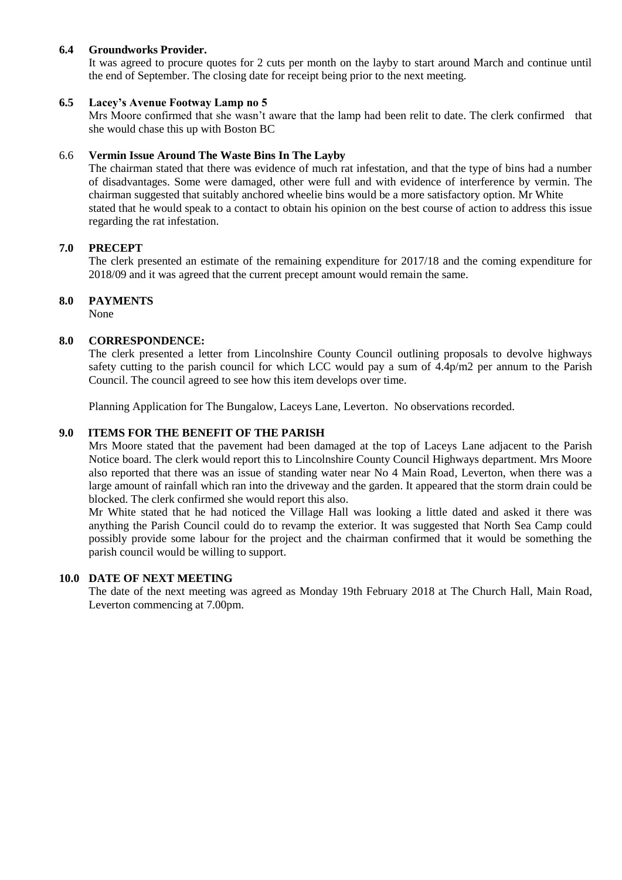### 6.4 Groundworks Provider.

It was agreed to procure quotes for 2 cuts per month on the layby to start around March and continue until the end of September. The closing date for receipt being prior to the next meeting.

### 6.5 Lacey's Avenue Footway Lamp no 5

Mrs Moore confirmed that she wasn't aware that the lamp had been relit to date. The clerk confirmed that she would chase this up with Boston BC

### 6.6 Vermin Issue Around The Waste Bins In The Layby

The chairman stated that there was evidence of much rat infestation, and that the type of bins had a number of disadvantages. Some were damaged, other were full and with evidence of interference by vermin. The chairman suggested that suitably anchored wheelie bins would be a more satisfactory option. Mr White stated that he would speak to a contact to obtain his opinion on the best course of action to address this issue regarding the rat infestation.

## 7.0 PRECEPT

The clerk presented an estimate of the remaining expenditure for 2017/18 and the coming expenditure for 2018/09 and it was agreed that the current precept amount would remain the same.

## 8.0 PAYMENTS

None

## 8.0 CORRESPONDENCE:

The clerk presented a letter from Lincolnshire County Council outlining proposals to devolve highways safety cutting to the parish council for which LCC would pay a sum of 4.4p/m2 per annum to the Parish Council. The council agreed to see how this item develops over time.

Planning Application for The Bungalow, Laceys Lane, Leverton. No observations recorded.

## 9.0 ITEMS FOR THE BENEFIT OF THE PARISH

Mrs Moore stated that the pavement had been damaged at the top of Laceys Lane adjacent to the Parish Notice board. The clerk would report this to Lincolnshire County Council Highways department. Mrs Moore also reported that there was an issue of standing water near No 4 Main Road, Leverton, when there was a large amount of rainfall which ran into the driveway and the garden. It appeared that the storm drain could be blocked. The clerk confirmed she would report this also.

Mr White stated that he had noticed the Village Hall was looking a little dated and asked it there was anything the Parish Council could do to revamp the exterior. It was suggested that North Sea Camp could possibly provide some labour for the project and the chairman confirmed that it would be something the parish council would be willing to support.

## 10.0 DATE OF NEXT MEETING

The date of the next meeting was agreed as Monday 19th February 2018 at The Church Hall, Main Road, Leverton commencing at 7.00pm.